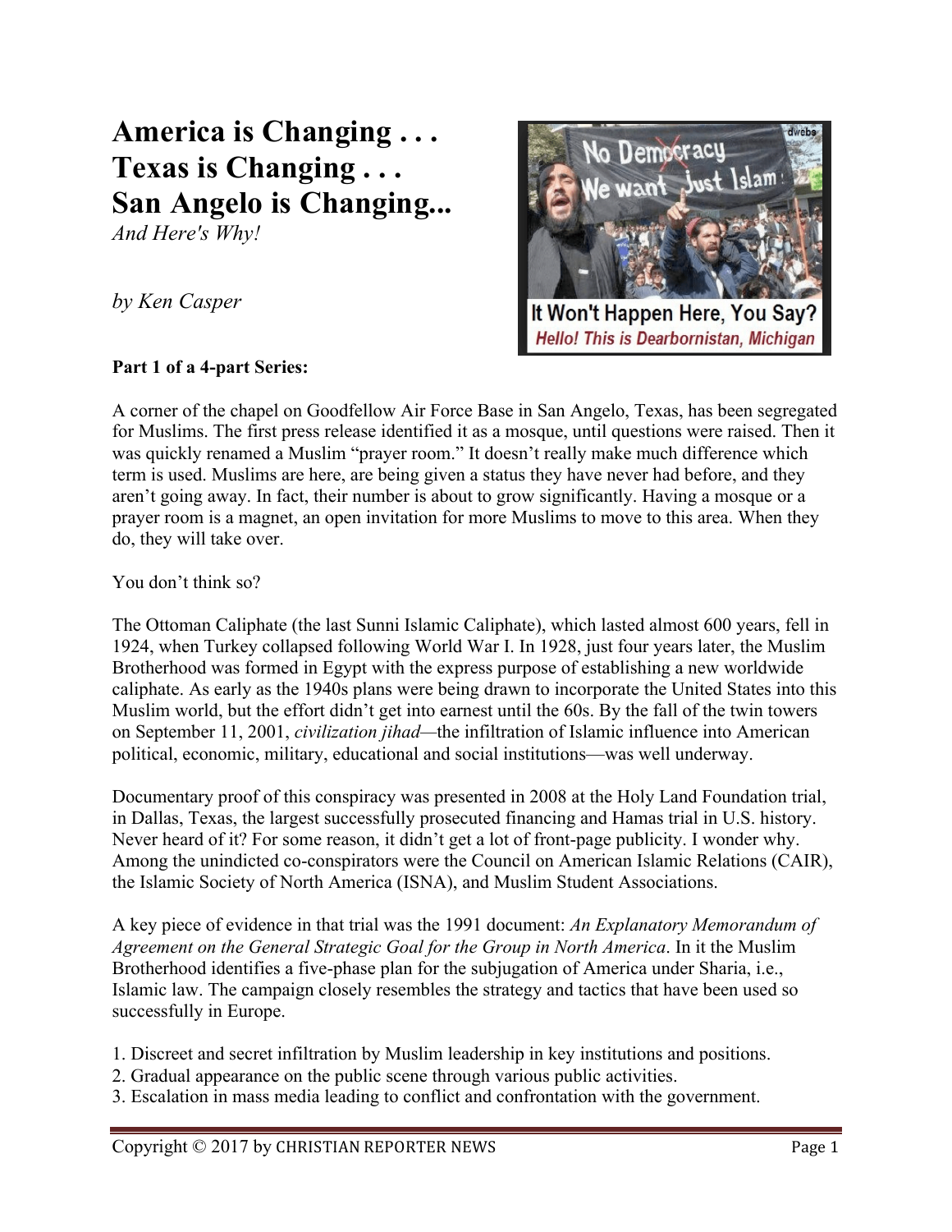# America is Changing . . .
# Texas is Changing . . .
# San Angelo is Changing...

*And Here's Why!*

*by Ken Casper*

**Part 1 of a 4-part Series:**

A corner of the chapel on Goodfellow Air Force Base in San Angelo, Texas, has been segregated for Muslims. The first press release identified it as a mosque, until questions were raised. Then it was quickly renamed a Muslim "prayer room." It doesn't really make much difference which term is used. Muslims are here, are being given a status they have never had before, and they aren't going away. In fact, their number is about to grow significantly. Having a mosque or a prayer room is a magnet, an open invitation for more Muslims to move to this area. When they do, they will take over.

You don't think so?

The Ottoman Caliphate (the last Sunni Islamic Caliphate), which lasted almost 600 years, fell in 1924, when Turkey collapsed following World War I. In 1928, just four years later, the Muslim Brotherhood was formed in Egypt with the express purpose of establishing a new worldwide caliphate. As early as the 1940s plans were being drawn to incorporate the United States into this Muslim world, but the effort didn't get into earnest until the 60s. By the fall of the twin towers on September 11, 2001, *civilization jihad*—the infiltration of Islamic influence into American political, economic, military, educational and social institutions—was well underway.

Documentary proof of this conspiracy was presented in 2008 at the Holy Land Foundation trial, in Dallas, Texas, the largest successfully prosecuted financing and Hamas trial in U.S. history. Never heard of it? For some reason, it didn't get a lot of front-page publicity. I wonder why. Among the unindicted co-conspirators were the Council on American Islamic Relations (CAIR), the Islamic Society of North America (ISNA), and Muslim Student Associations.

A key piece of evidence in that trial was the 1991 document: *An Explanatory Memorandum of Agreement on the General Strategic Goal for the Group in North America*. In it the Muslim Brotherhood identifies a five-phase plan for the subjugation of America under Sharia, i.e., Islamic law. The campaign closely resembles the strategy and tactics that have been used so successfully in Europe.

1. Discreet and secret infiltration by Muslim leadership in key institutions and positions.
2. Gradual appearance on the public scene through various public activities.
3. Escalation in mass media leading to conflict and confrontation with the government.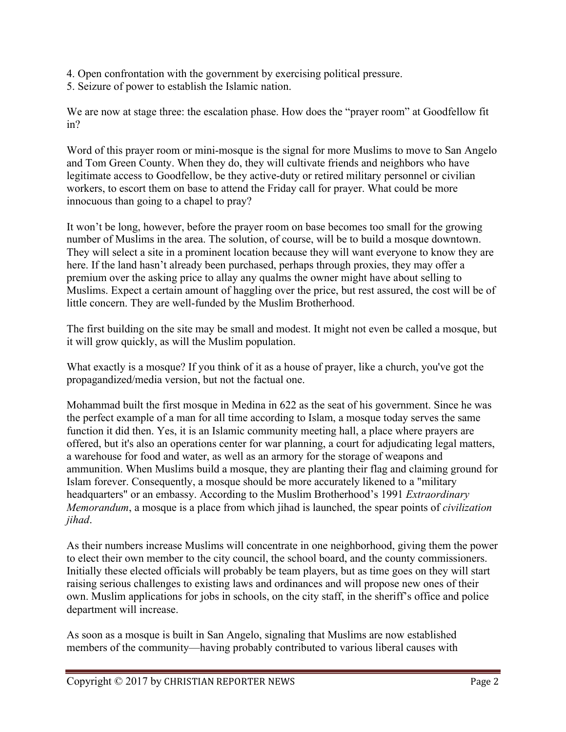4. Open confrontation with the government by exercising political pressure.
5. Seizure of power to establish the Islamic nation.

We are now at stage three: the escalation phase. How does the "prayer room" at Goodfellow fit in?

Word of this prayer room or mini-mosque is the signal for more Muslims to move to San Angelo and Tom Green County. When they do, they will cultivate friends and neighbors who have legitimate access to Goodfellow, be they active-duty or retired military personnel or civilian workers, to escort them on base to attend the Friday call for prayer. What could be more innocuous than going to a chapel to pray?

It won't be long, however, before the prayer room on base becomes too small for the growing number of Muslims in the area. The solution, of course, will be to build a mosque downtown. They will select a site in a prominent location because they will want everyone to know they are here. If the land hasn't already been purchased, perhaps through proxies, they may offer a premium over the asking price to allay any qualms the owner might have about selling to Muslims. Expect a certain amount of haggling over the price, but rest assured, the cost will be of little concern. They are well-funded by the Muslim Brotherhood.

The first building on the site may be small and modest. It might not even be called a mosque, but it will grow quickly, as will the Muslim population.

What exactly is a mosque? If you think of it as a house of prayer, like a church, you've got the propagandized/media version, but not the factual one.

Mohammad built the first mosque in Medina in 622 as the seat of his government. Since he was the perfect example of a man for all time according to Islam, a mosque today serves the same function it did then. Yes, it is an Islamic community meeting hall, a place where prayers are offered, but it's also an operations center for war planning, a court for adjudicating legal matters, a warehouse for food and water, as well as an armory for the storage of weapons and ammunition. When Muslims build a mosque, they are planting their flag and claiming ground for Islam forever. Consequently, a mosque should be more accurately likened to a "military headquarters" or an embassy. According to the Muslim Brotherhood's 1991 *Extraordinary Memorandum*, a mosque is a place from which jihad is launched, the spear points of *civilization jihad*.

As their numbers increase Muslims will concentrate in one neighborhood, giving them the power to elect their own member to the city council, the school board, and the county commissioners. Initially these elected officials will probably be team players, but as time goes on they will start raising serious challenges to existing laws and ordinances and will propose new ones of their own. Muslim applications for jobs in schools, on the city staff, in the sheriff's office and police department will increase.

As soon as a mosque is built in San Angelo, signaling that Muslims are now established members of the community—having probably contributed to various liberal causes with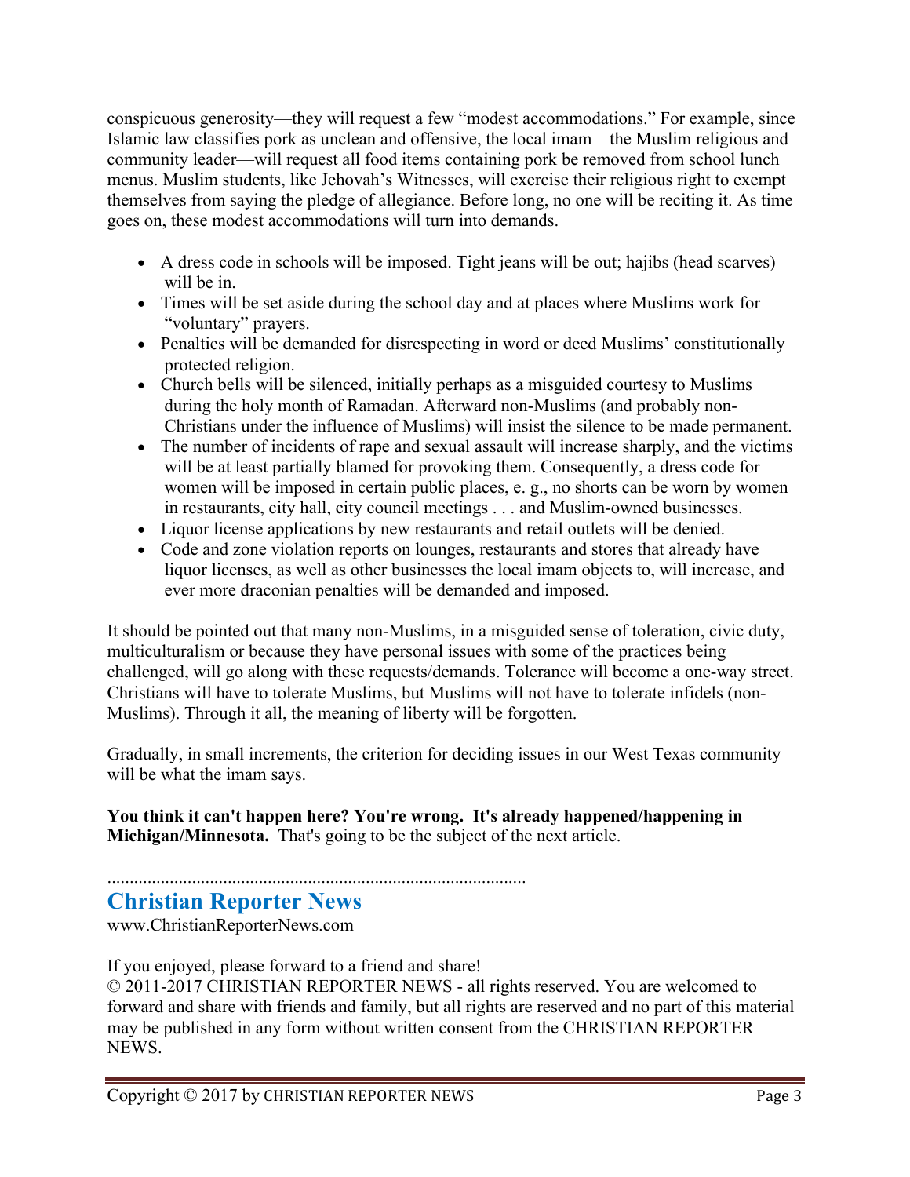conspicuous generosity—they will request a few "modest accommodations." For example, since Islamic law classifies pork as unclean and offensive, the local imam—the Muslim religious and community leader—will request all food items containing pork be removed from school lunch menus. Muslim students, like Jehovah's Witnesses, will exercise their religious right to exempt themselves from saying the pledge of allegiance. Before long, no one will be reciting it. As time goes on, these modest accommodations will turn into demands.

- A dress code in schools will be imposed. Tight jeans will be out; hajibs (head scarves) will be in.
- Times will be set aside during the school day and at places where Muslims work for "voluntary" prayers.
- Penalties will be demanded for disrespecting in word or deed Muslims' constitutionally protected religion.
- Church bells will be silenced, initially perhaps as a misguided courtesy to Muslims during the holy month of Ramadan. Afterward non-Muslims (and probably non-Christians under the influence of Muslims) will insist the silence to be made permanent.
- The number of incidents of rape and sexual assault will increase sharply, and the victims will be at least partially blamed for provoking them. Consequently, a dress code for women will be imposed in certain public places, e. g., no shorts can be worn by women in restaurants, city hall, city council meetings . . . and Muslim-owned businesses.
- Liquor license applications by new restaurants and retail outlets will be denied.
- Code and zone violation reports on lounges, restaurants and stores that already have liquor licenses, as well as other businesses the local imam objects to, will increase, and ever more draconian penalties will be demanded and imposed.

It should be pointed out that many non-Muslims, in a misguided sense of toleration, civic duty, multiculturalism or because they have personal issues with some of the practices being challenged, will go along with these requests/demands. Tolerance will become a one-way street. Christians will have to tolerate Muslims, but Muslims will not have to tolerate infidels (non-Muslims). Through it all, the meaning of liberty will be forgotten.

Gradually, in small increments, the criterion for deciding issues in our West Texas community will be what the imam says.

**You think it can't happen here? You're wrong. It's already happened/happening in Michigan/Minnesota.** That's going to be the subject of the next article.

..........................................................................................

## Christian Reporter News

www.ChristianReporterNews.com

If you enjoyed, please forward to a friend and share!

© 2011-2017 CHRISTIAN REPORTER NEWS - all rights reserved. You are welcomed to forward and share with friends and family, but all rights are reserved and no part of this material may be published in any form without written consent from the CHRISTIAN REPORTER NEWS.